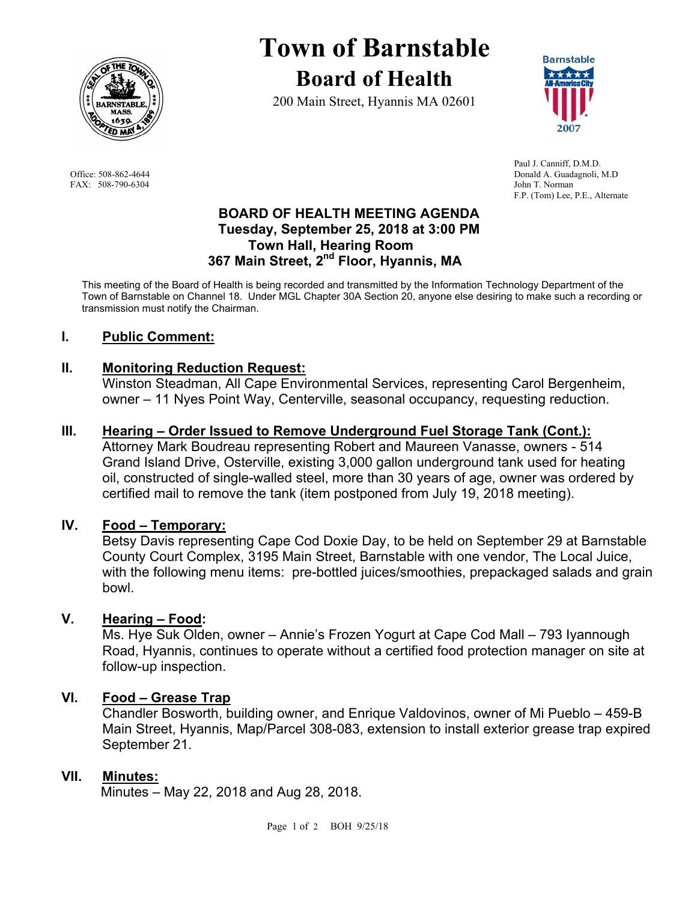# Town of Barnstable

## Board of Health

200 Main Street, Hyannis MA 02601

Office: 508-862-4644
FAX: 508-790-6304

Paul J. Canniff, D.M.D.
Donald A. Guadagnoli, M.D
John T. Norman
F.P. (Tom) Lee, P.E., Alternate

**BOARD OF HEALTH MEETING AGENDA**
**Tuesday, September 25, 2018 at 3:00 PM**
**Town Hall, Hearing Room**
**367 Main Street, 2nd Floor, Hyannis, MA**

This meeting of the Board of Health is being recorded and transmitted by the Information Technology Department of the Town of Barnstable on Channel 18. Under MGL Chapter 30A Section 20, anyone else desiring to make such a recording or transmission must notify the Chairman.

## I. Public Comment:

## II. Monitoring Reduction Request:

Winston Steadman, All Cape Environmental Services, representing Carol Bergenheim, owner – 11 Nyes Point Way, Centerville, seasonal occupancy, requesting reduction.

## III. Hearing – Order Issued to Remove Underground Fuel Storage Tank (Cont.):

Attorney Mark Boudreau representing Robert and Maureen Vanasse, owners - 514 Grand Island Drive, Osterville, existing 3,000 gallon underground tank used for heating oil, constructed of single-walled steel, more than 30 years of age, owner was ordered by certified mail to remove the tank (item postponed from July 19, 2018 meeting).

## IV. Food – Temporary:

Betsy Davis representing Cape Cod Doxie Day, to be held on September 29 at Barnstable County Court Complex, 3195 Main Street, Barnstable with one vendor, The Local Juice, with the following menu items: pre-bottled juices/smoothies, prepackaged salads and grain bowl.

## V. Hearing – Food:

Ms. Hye Suk Olden, owner – Annie's Frozen Yogurt at Cape Cod Mall – 793 Iyannough Road, Hyannis, continues to operate without a certified food protection manager on site at follow-up inspection.

## VI. Food – Grease Trap

Chandler Bosworth, building owner, and Enrique Valdovinos, owner of Mi Pueblo – 459-B Main Street, Hyannis, Map/Parcel 308-083, extension to install exterior grease trap expired September 21.

## VII. Minutes:

Minutes – May 22, 2018 and Aug 28, 2018.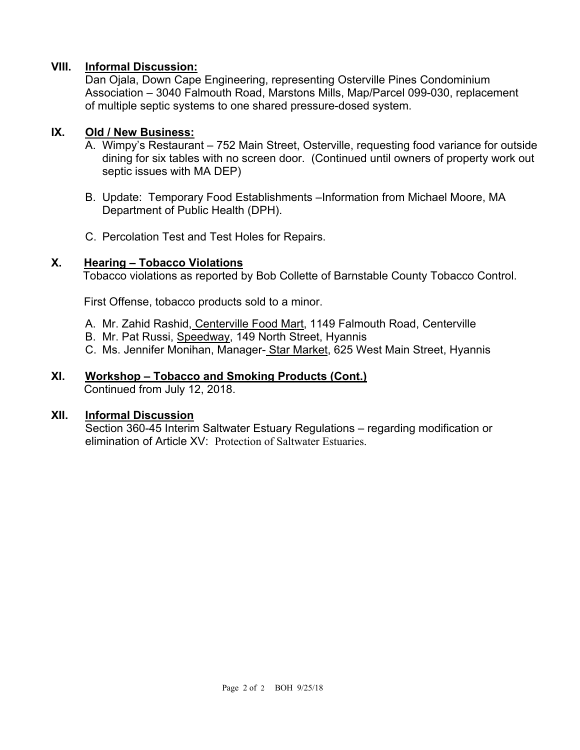**VIII. Informal Discussion:**

Dan Ojala, Down Cape Engineering, representing Osterville Pines Condominium Association – 3040 Falmouth Road, Marstons Mills, Map/Parcel 099-030, replacement of multiple septic systems to one shared pressure-dosed system.

**IX. Old / New Business:**

A. Wimpy's Restaurant – 752 Main Street, Osterville, requesting food variance for outside dining for six tables with no screen door. (Continued until owners of property work out septic issues with MA DEP)

B. Update: Temporary Food Establishments –Information from Michael Moore, MA Department of Public Health (DPH).

C. Percolation Test and Test Holes for Repairs.

**X. Hearing – Tobacco Violations**

Tobacco violations as reported by Bob Collette of Barnstable County Tobacco Control.

First Offense, tobacco products sold to a minor.

A. Mr. Zahid Rashid, Centerville Food Mart, 1149 Falmouth Road, Centerville
B. Mr. Pat Russi, Speedway, 149 North Street, Hyannis
C. Ms. Jennifer Monihan, Manager- Star Market, 625 West Main Street, Hyannis

**XI. Workshop – Tobacco and Smoking Products (Cont.)**

Continued from July 12, 2018.

**XII. Informal Discussion**

Section 360-45 Interim Saltwater Estuary Regulations – regarding modification or elimination of Article XV: Protection of Saltwater Estuaries.